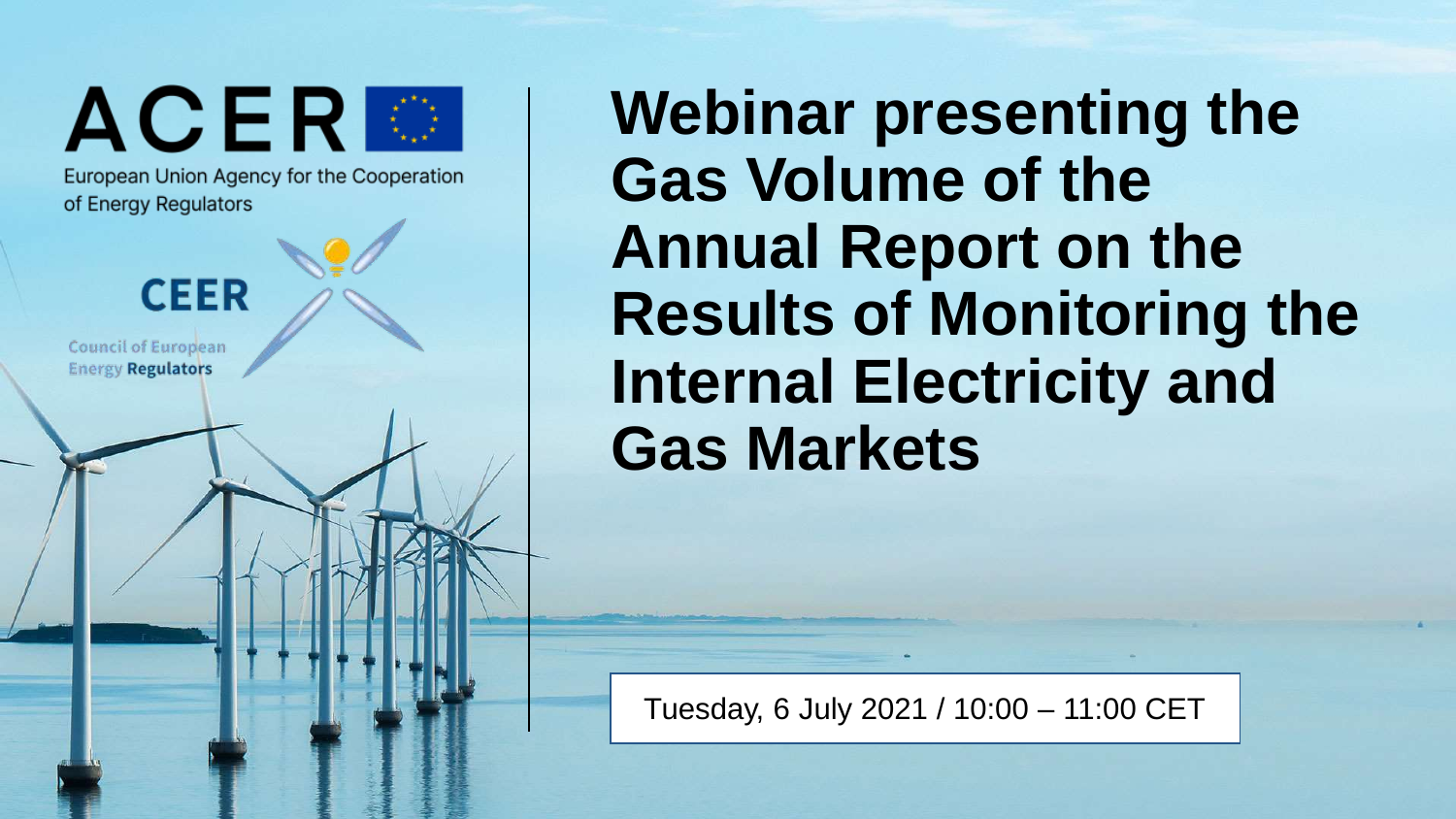ACER

European Union Agency for the Cooperation of Energy Regulators

CEER

Council of European Energy Regulators

# Webinar presenting the Gas Volume of the Annual Report on the Results of Monitoring the Internal Electricity and Gas Markets

Tuesday, 6 July 2021 / 10:00 – 11:00 CET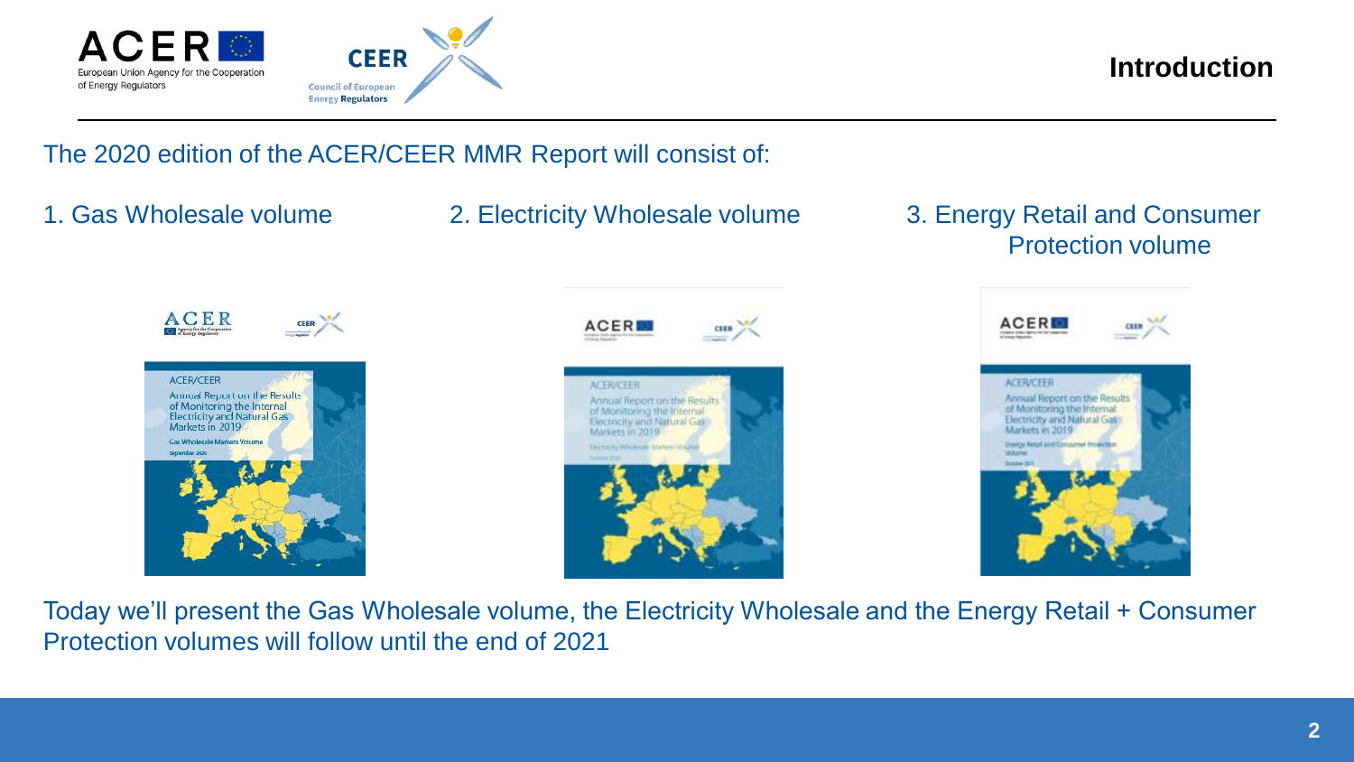## Introduction

The 2020 edition of the ACER/CEER MMR Report will consist of:

1. Gas Wholesale volume
2. Electricity Wholesale volume
3. Energy Retail and Consumer Protection volume

Today we'll present the Gas Wholesale volume, the Electricity Wholesale and the Energy Retail + Consumer Protection volumes will follow until the end of 2021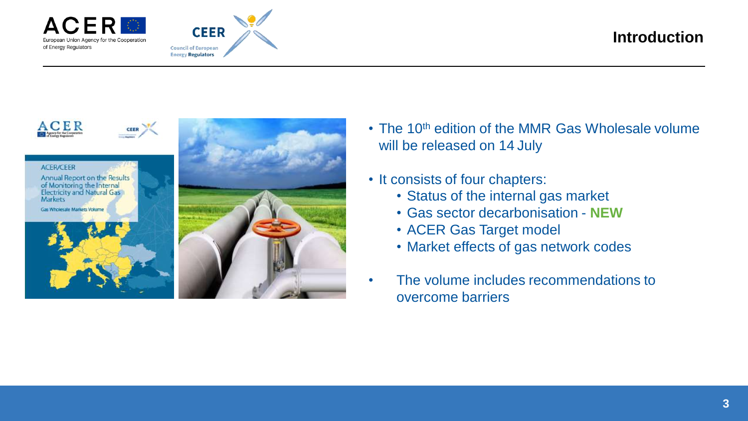# Introduction

- The 10th edition of the MMR Gas Wholesale volume will be released on 14 July
- It consists of four chapters:
  - Status of the internal gas market
  - Gas sector decarbonisation - **NEW**
  - ACER Gas Target model
  - Market effects of gas network codes
- The volume includes recommendations to overcome barriers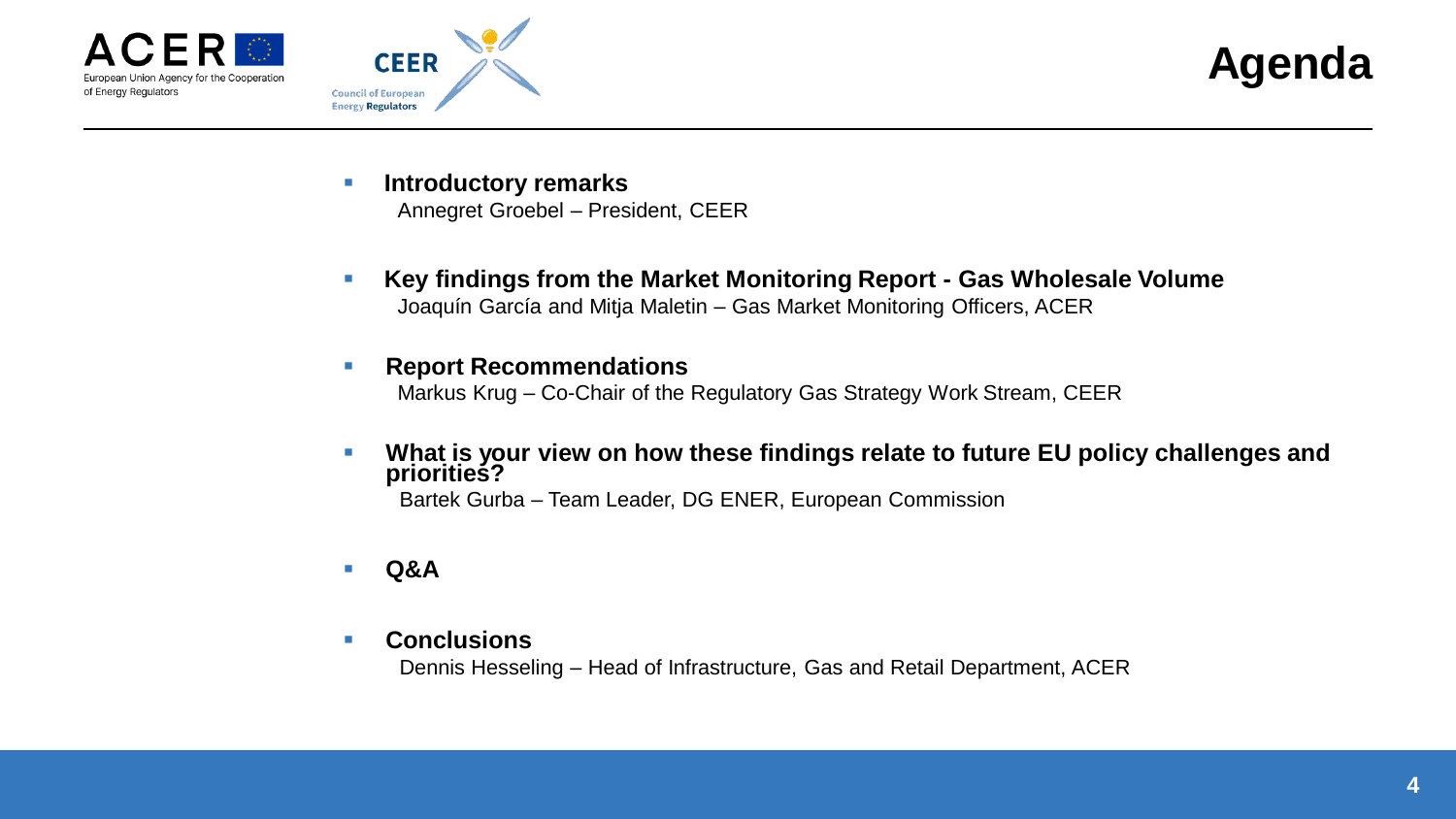# Agenda

- **Introductory remarks**
  Annegret Groebel – President, CEER

- **Key findings from the Market Monitoring Report - Gas Wholesale Volume**
  Joaquín García and Mitja Maletin – Gas Market Monitoring Officers, ACER

- **Report Recommendations**
  Markus Krug – Co-Chair of the Regulatory Gas Strategy Work Stream, CEER

- **What is your view on how these findings relate to future EU policy challenges and priorities?**
  Bartek Gurba – Team Leader, DG ENER, European Commission

- **Q&A**

- **Conclusions**
  Dennis Hesseling – Head of Infrastructure, Gas and Retail Department, ACER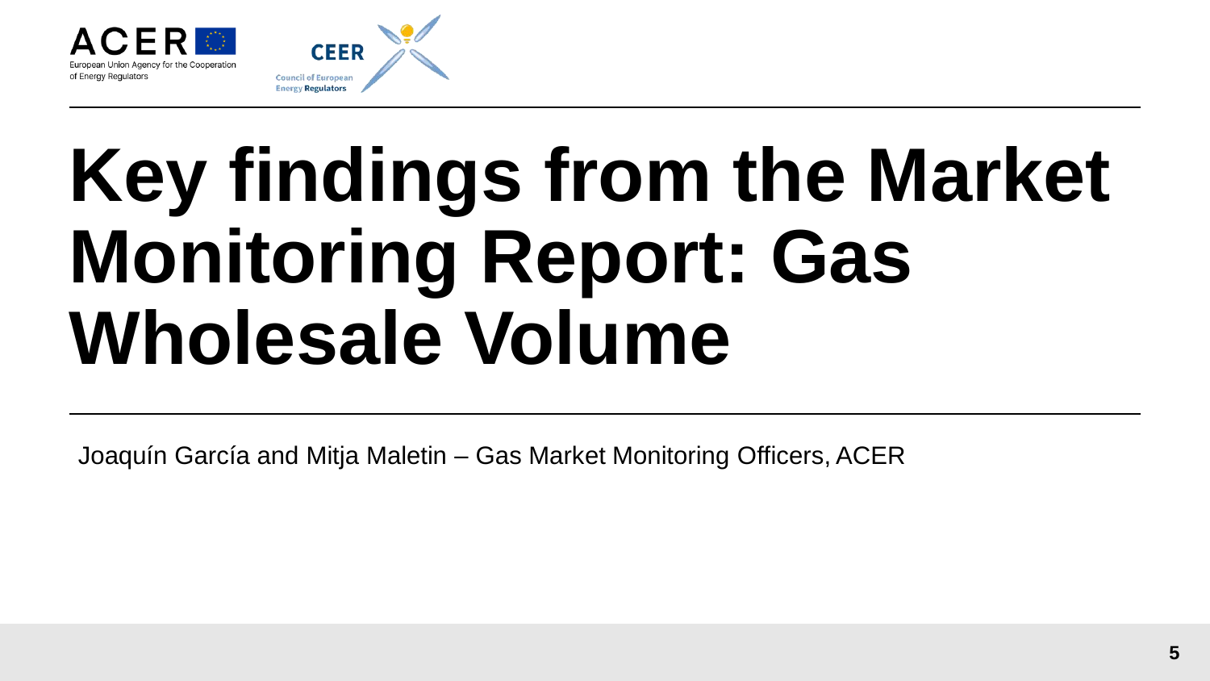# Key findings from the Market Monitoring Report: Gas Wholesale Volume

Joaquín García and Mitja Maletin – Gas Market Monitoring Officers, ACER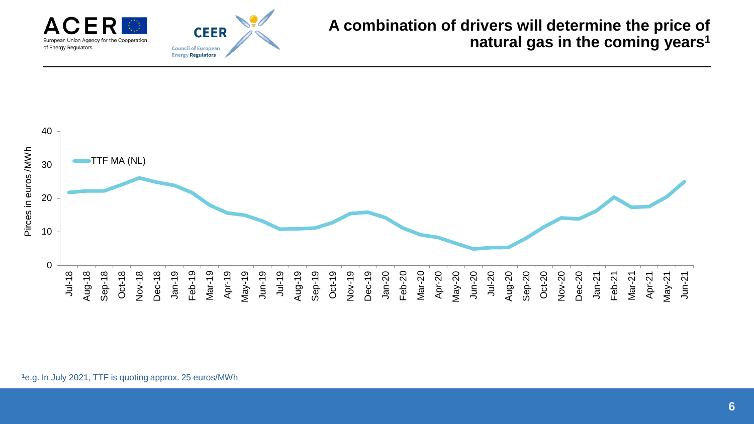# A combination of drivers will determine the price of natural gas in the coming years[1]

[1]e.g. In July 2021, TTF is quoting approx. 25 euros/MWh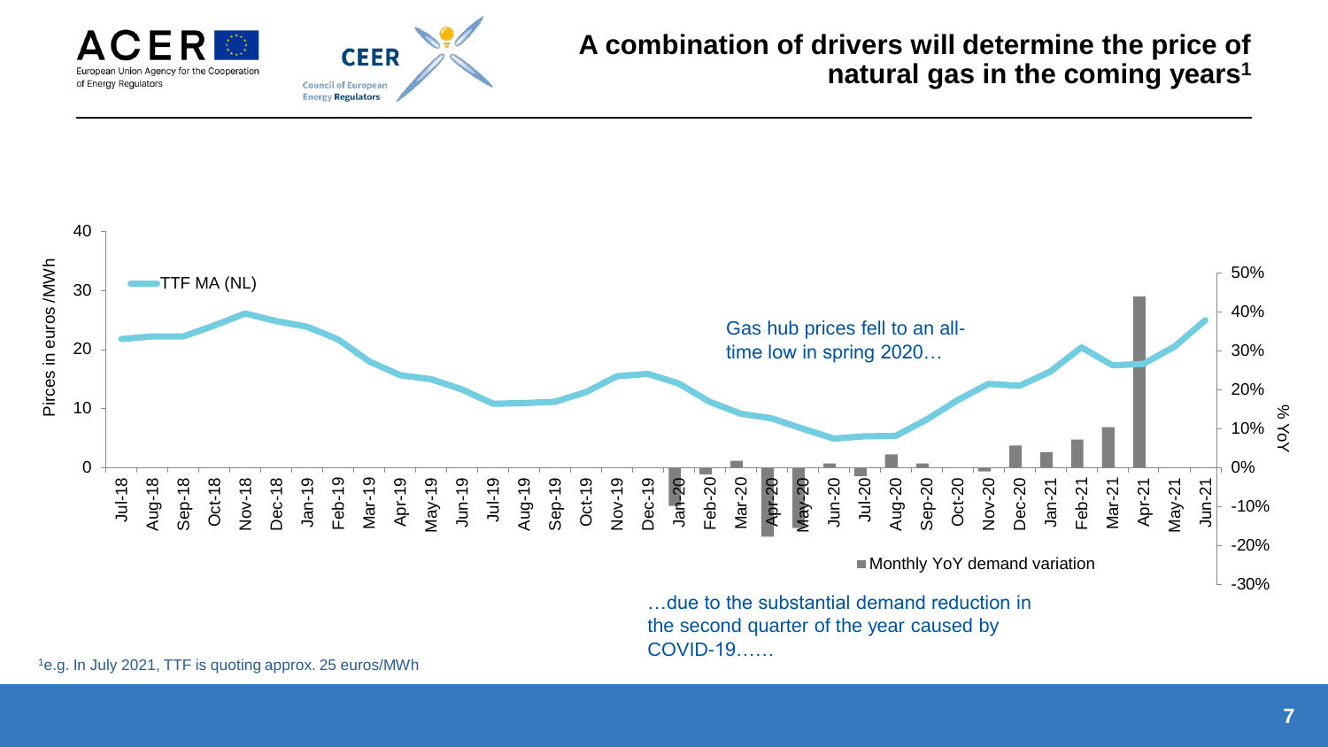# A combination of drivers will determine the price of natural gas in the coming years[1]

Gas hub prices fell to an all-time low in spring 2020…

…due to the substantial demand reduction in the second quarter of the year caused by COVID-19……

[1]e.g. In July 2021, TTF is quoting approx. 25 euros/MWh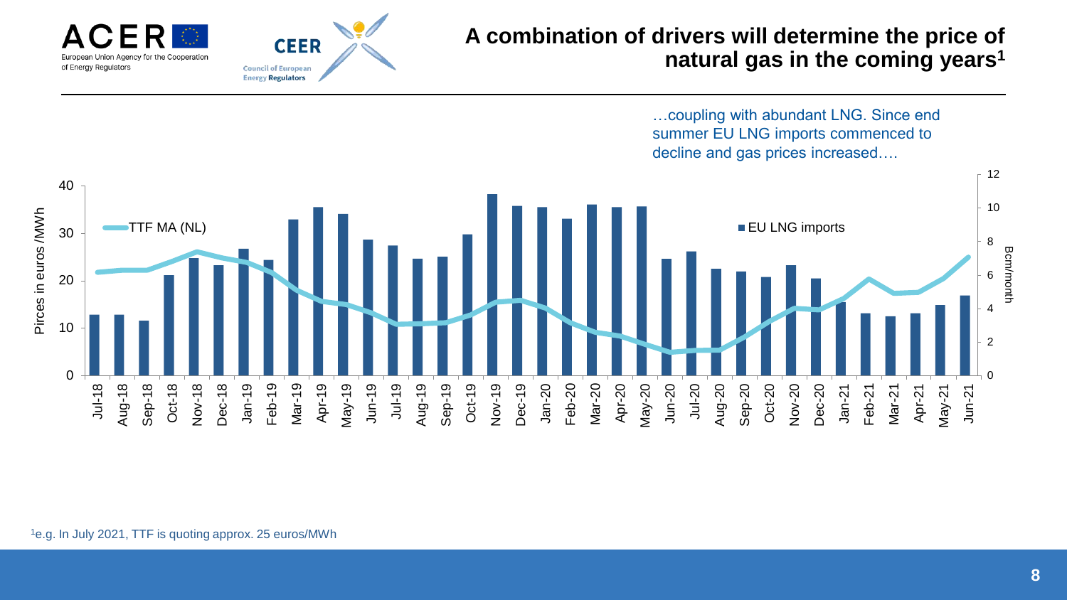# A combination of drivers will determine the price of natural gas in the coming years[1]

…coupling with abundant LNG. Since end summer EU LNG imports commenced to decline and gas prices increased….

[1] e.g. In July 2021, TTF is quoting approx. 25 euros/MWh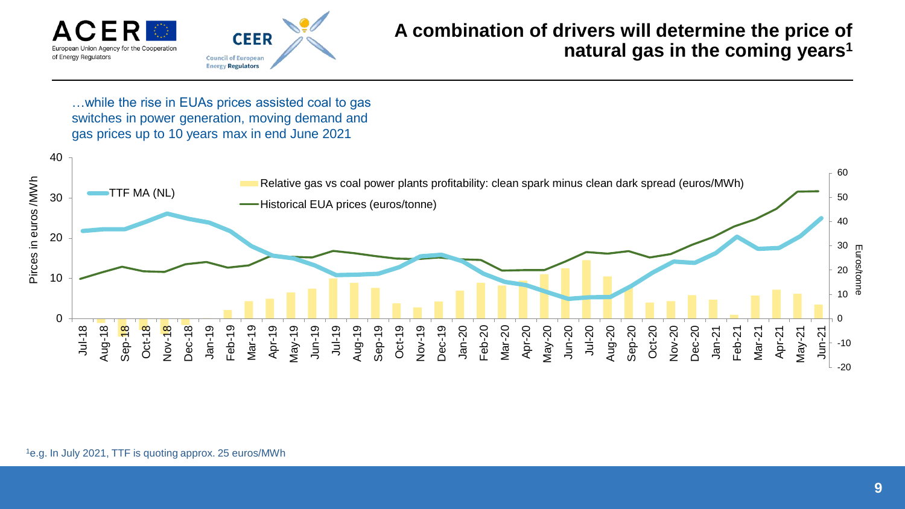# A combination of drivers will determine the price of natural gas in the coming years[1]

…while the rise in EUAs prices assisted coal to gas switches in power generation, moving demand and gas prices up to 10 years max in end June 2021

[1]e.g. In July 2021, TTF is quoting approx. 25 euros/MWh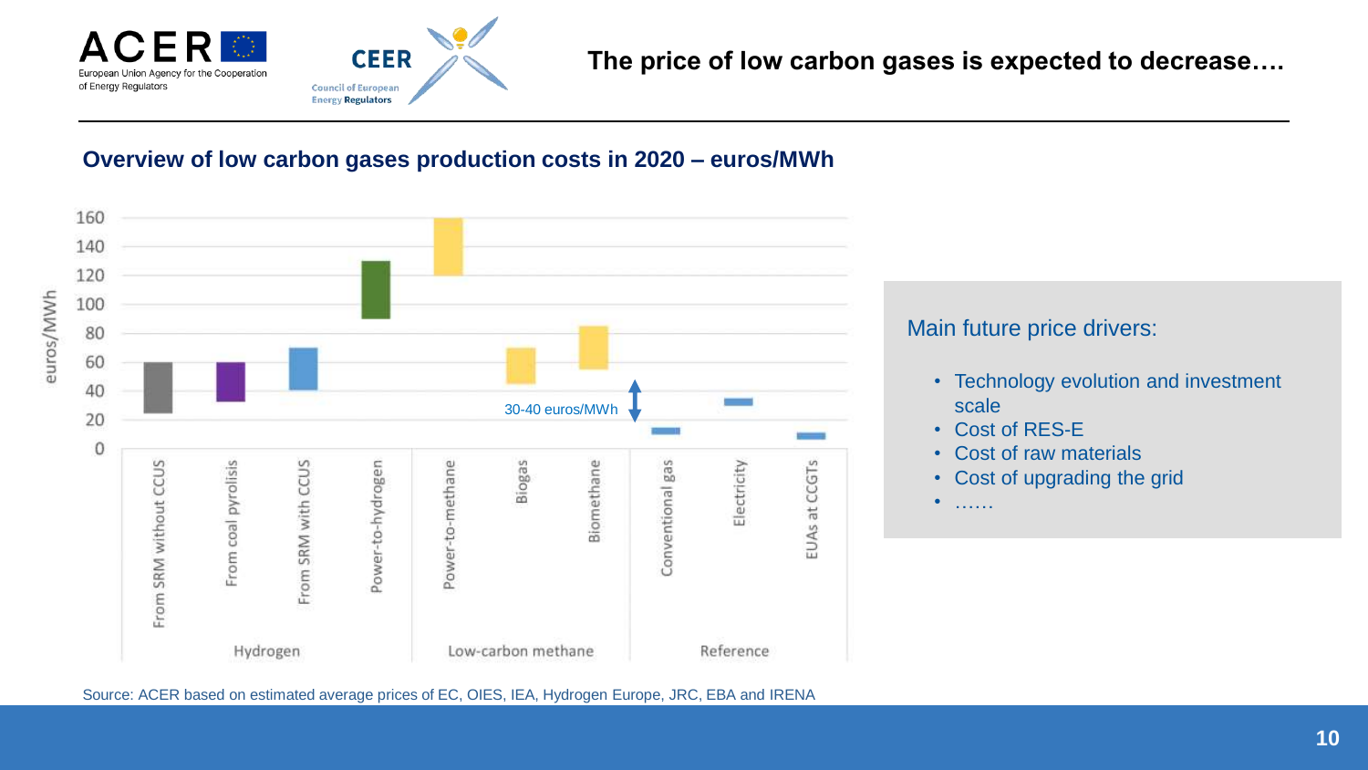## The price of low carbon gases is expected to decrease….

### Overview of low carbon gases production costs in 2020 – euros/MWh

euros/MWh

160
140
120
100
80
60
40
20
0

30-40 euros/MWh

From SRM without CCUS | From coal pyrolisis | From SRM with CCUS | Power-to-hydrogen | Power-to-methane | Biogas | Biomethane | Conventional gas | Electricity | EUAs at CCGTs

Hydrogen | Low-carbon methane | Reference

Main future price drivers:

- Technology evolution and investment scale
- Cost of RES-E
- Cost of raw materials
- Cost of upgrading the grid
- ……

Source: ACER based on estimated average prices of EC, OIES, IEA, Hydrogen Europe, JRC, EBA and IRENA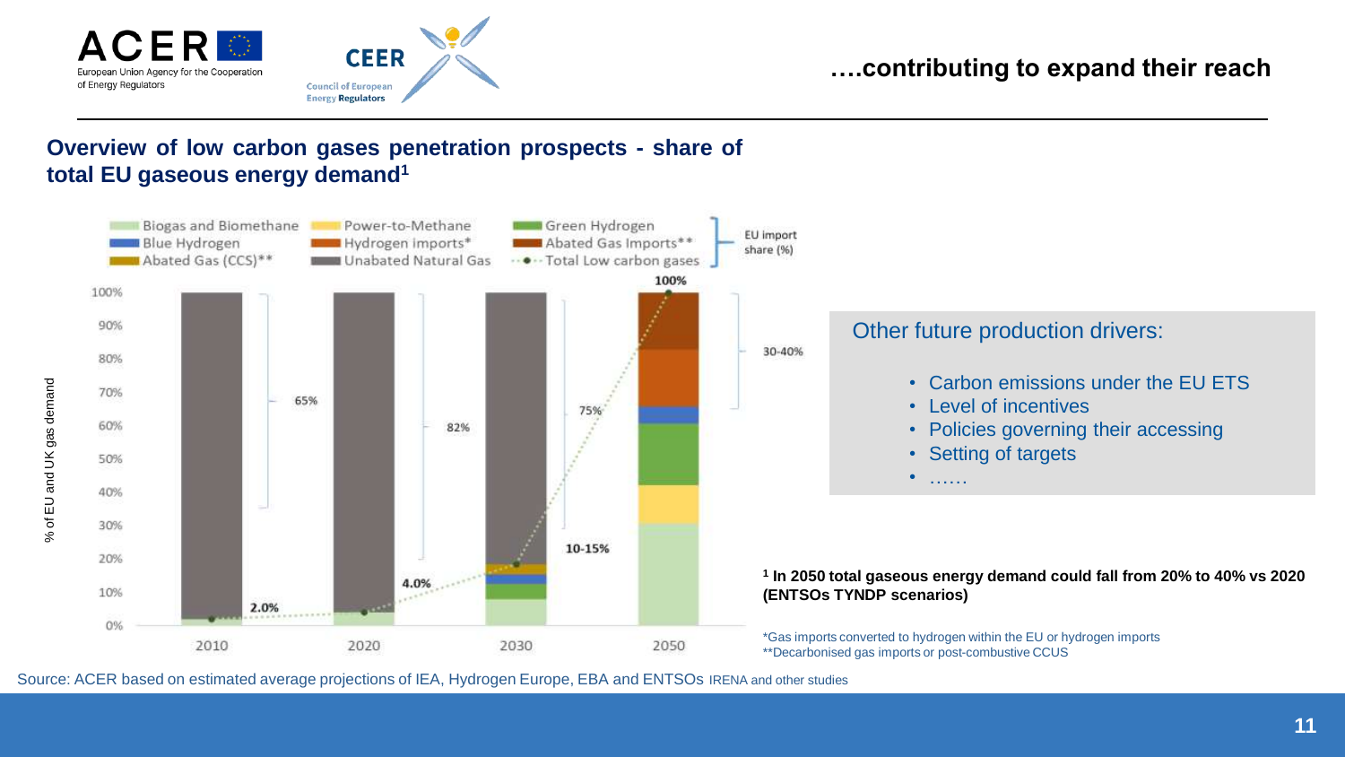## ….contributing to expand their reach

### Overview of low carbon gases penetration prospects - share of total EU gaseous energy demand[1]

Biogas and Biomethane | Power-to-Methane | Green Hydrogen | Blue Hydrogen | Hydrogen imports* | Abated Gas Imports** | Abated Gas (CCS)** | Unabated Natural Gas | Total Low carbon gases | EU import share (%)

% of EU and UK gas demand

| | 2010 | 2020 | 2030 | 2050 |
|---|---|---|---|---|
| Total Low carbon gases | 2.0% | 4.0% | 10-15% | 100% |
| EU import share (%) | 65% | 82% | 75% | 30-40% |

**Other future production drivers:**

- Carbon emissions under the EU ETS
- Level of incentives
- Policies governing their accessing
- Setting of targets
- ……

**[1] In 2050 total gaseous energy demand could fall from 20% to 40% vs 2020 (ENTSOs TYNDP scenarios)**

*Gas imports converted to hydrogen within the EU or hydrogen imports
**Decarbonised gas imports or post-combustive CCUS

Source: ACER based on estimated average projections of IEA, Hydrogen Europe, EBA and ENTSOs IRENA and other studies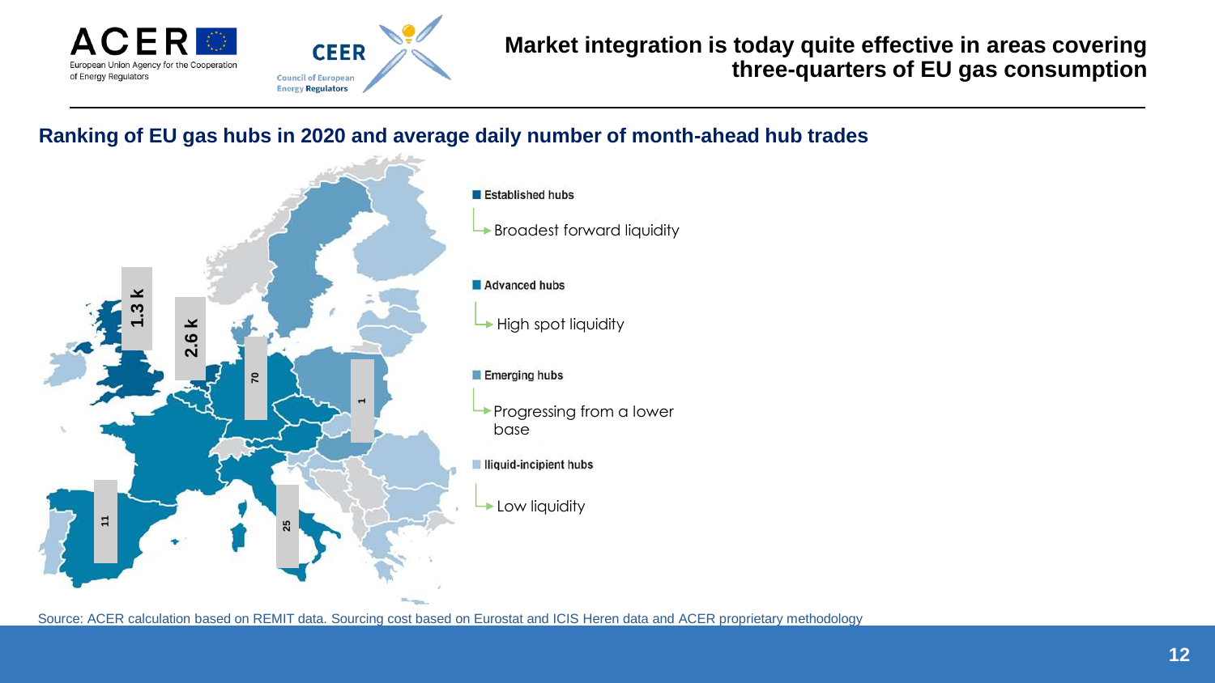# Market integration is today quite effective in areas covering three-quarters of EU gas consumption

## Ranking of EU gas hubs in 2020 and average daily number of month-ahead hub trades

1.3 k

2.6 k

70

1

11

25

- **Established hubs**
  - Broadest forward liquidity
- **Advanced hubs**
  - High spot liquidity
- **Emerging hubs**
  - Progressing from a lower base
- **Iliquid-incipient hubs**
  - Low liquidity

Source: ACER calculation based on REMIT data. Sourcing cost based on Eurostat and ICIS Heren data and ACER proprietary methodology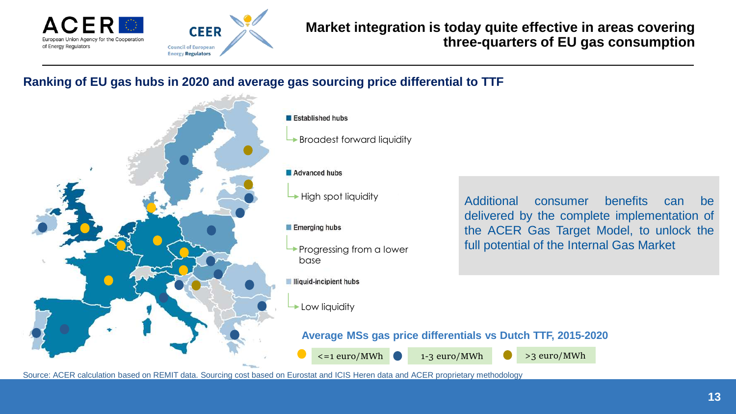# Market integration is today quite effective in areas covering three-quarters of EU gas consumption

## Ranking of EU gas hubs in 2020 and average gas sourcing price differential to TTF

- **Established hubs**
  - Broadest forward liquidity
- **Advanced hubs**
  - High spot liquidity
- **Emerging hubs**
  - Progressing from a lower base
- **Illiquid-incipient hubs**
  - Low liquidity

**Average MSs gas price differentials vs Dutch TTF, 2015-2020**

- <=1 euro/MWh
- 1-3 euro/MWh
- >3 euro/MWh

Additional consumer benefits can be delivered by the complete implementation of the ACER Gas Target Model, to unlock the full potential of the Internal Gas Market

Source: ACER calculation based on REMIT data. Sourcing cost based on Eurostat and ICIS Heren data and ACER proprietary methodology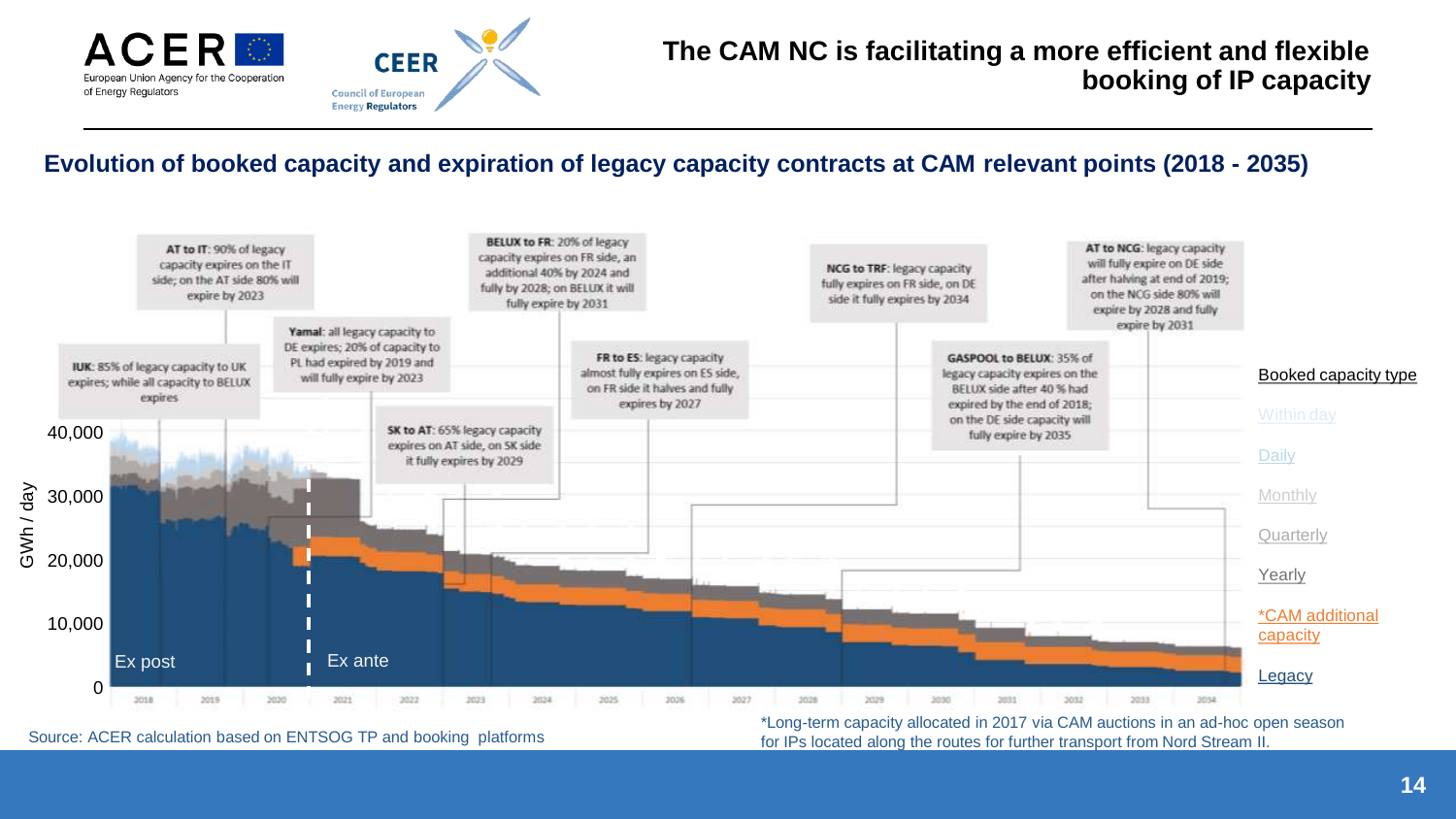# The CAM NC is facilitating a more efficient and flexible booking of IP capacity

## Evolution of booked capacity and expiration of legacy capacity contracts at CAM relevant points (2018 - 2035)

**AT to IT**: 90% of legacy capacity expires on the IT side; on the AT side 80% will expire by 2023

**IUK**: 85% of legacy capacity to UK expires; while all capacity to BELUX expires

**Yamal**: all legacy capacity to DE expires; 20% of capacity to PL had expired by 2019 and will fully expire by 2023

**BELUX to FR**: 20% of legacy capacity expires on FR side, an additional 40% by 2024 and fully by 2028; on BELUX it will fully expire by 2031

**SK to AT**: 65% legacy capacity expires on AT side, on SK side it fully expires by 2029

**FR to ES**: legacy capacity almost fully expires on ES side, on FR side it halves and fully expires by 2027

**NCG to TRF**: legacy capacity fully expires on FR side, on DE side it fully expires by 2034

**GASPOOL to BELUX**: 35% of legacy capacity expires on the BELUX side after 40 % had expired by the end of 2018; on the DE side capacity will fully expire by 2035

**AT to NCG**: legacy capacity will fully expire on DE side after halving at end of 2019; on the NCG side 80% will expire by 2028 and fully expire by 2031

GWh / day: 0; 10,000; 20,000; 30,000; 40,000

Ex post | Ex ante

2018 2019 2020 2021 2022 2023 2024 2025 2026 2027 2028 2029 2030 2031 2032 2033 2034

Booked capacity type
- Within day
- Daily
- Monthly
- Quarterly
- Yearly
- *CAM additional capacity
- Legacy

Source: ACER calculation based on ENTSOG TP and booking platforms

*Long-term capacity allocated in 2017 via CAM auctions in an ad-hoc open season for IPs located along the routes for further transport from Nord Stream II.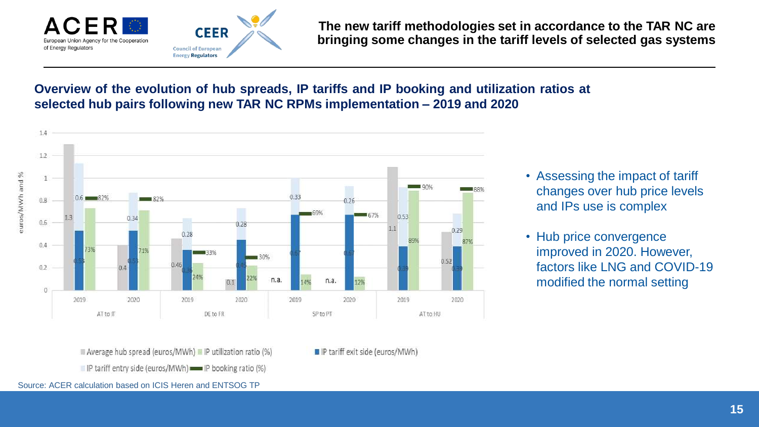## The new tariff methodologies set in accordance to the TAR NC are bringing some changes in the tariff levels of selected gas systems

### Overview of the evolution of hub spreads, IP tariffs and IP booking and utilization ratios at selected hub pairs following new TAR NC RPMs implementation – 2019 and 2020

| Hub pair | Year | Average hub spread (euros/MWh) | IP tariff entry side (euros/MWh) | IP tariff exit side (euros/MWh) | IP booking ratio (%) | IP utilization ratio (%) |
|---|---|---|---|---|---|---|
| AT to IT | 2019 | 1.3 | 0.6 | 0.53 | 82% | 73% |
| AT to IT | 2020 | 0.4 | 0.34 | 0.53 | 82% | 71% |
| DE to FR | 2019 | 0.46 | 0.28 | 0.36 | 33% | 24% |
| DE to FR | 2020 | 0.1 | 0.28 | 0.45 | 30% | 22% |
| SP to PT | 2019 | n.a. | 0.33 | 0.67 | 69% | 14% |
| SP to PT | 2020 | n.a. | 0.26 | 0.67 | 67% | 12% |
| AT to HU | 2019 | 1.1 | 0.53 | 0.39 | 90% | 89% |
| AT to HU | 2020 | 0.52 | 0.29 | 0.39 | 88% | 87% |

Source: ACER calculation based on ICIS Heren and ENTSOG TP

- Assessing the impact of tariff changes over hub price levels and IPs use is complex
- Hub price convergence improved in 2020. However, factors like LNG and COVID-19 modified the normal setting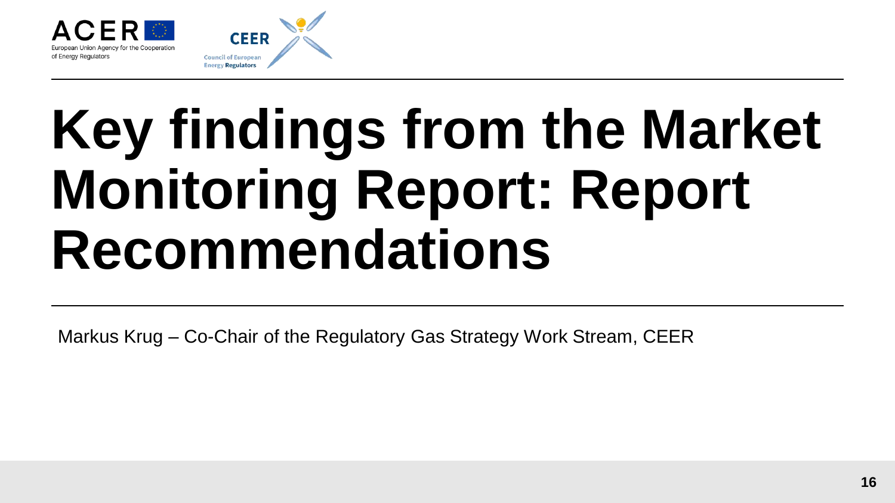# Key findings from the Market Monitoring Report: Report Recommendations

Markus Krug – Co-Chair of the Regulatory Gas Strategy Work Stream, CEER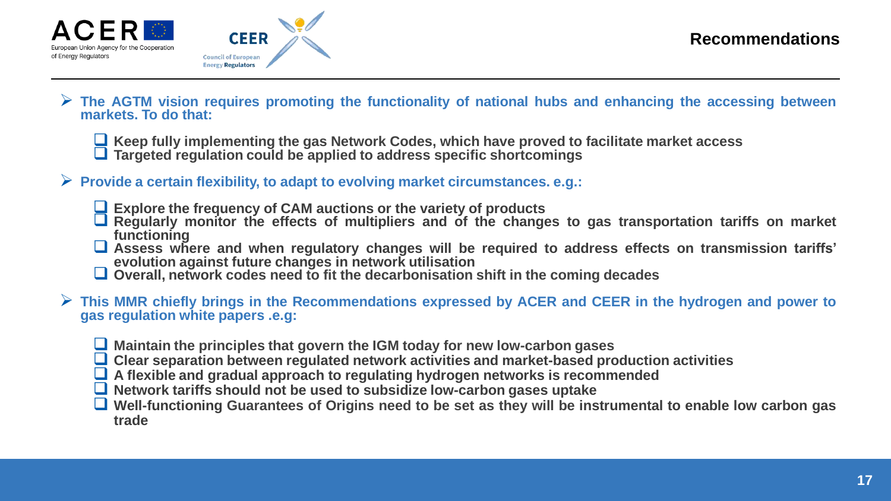## Recommendations

- **The AGTM vision requires promoting the functionality of national hubs and enhancing the accessing between markets. To do that:**
  - **Keep fully implementing the gas Network Codes, which have proved to facilitate market access**
  - **Targeted regulation could be applied to address specific shortcomings**

- **Provide a certain flexibility, to adapt to evolving market circumstances. e.g.:**
  - **Explore the frequency of CAM auctions or the variety of products**
  - **Regularly monitor the effects of multipliers and of the changes to gas transportation tariffs on market functioning**
  - **Assess where and when regulatory changes will be required to address effects on transmission tariffs' evolution against future changes in network utilisation**
  - **Overall, network codes need to fit the decarbonisation shift in the coming decades**

- **This MMR chiefly brings in the Recommendations expressed by ACER and CEER in the hydrogen and power to gas regulation white papers .e.g:**
  - **Maintain the principles that govern the IGM today for new low-carbon gases**
  - **Clear separation between regulated network activities and market-based production activities**
  - **A flexible and gradual approach to regulating hydrogen networks is recommended**
  - **Network tariffs should not be used to subsidize low-carbon gases uptake**
  - **Well-functioning Guarantees of Origins need to be set as they will be instrumental to enable low carbon gas trade**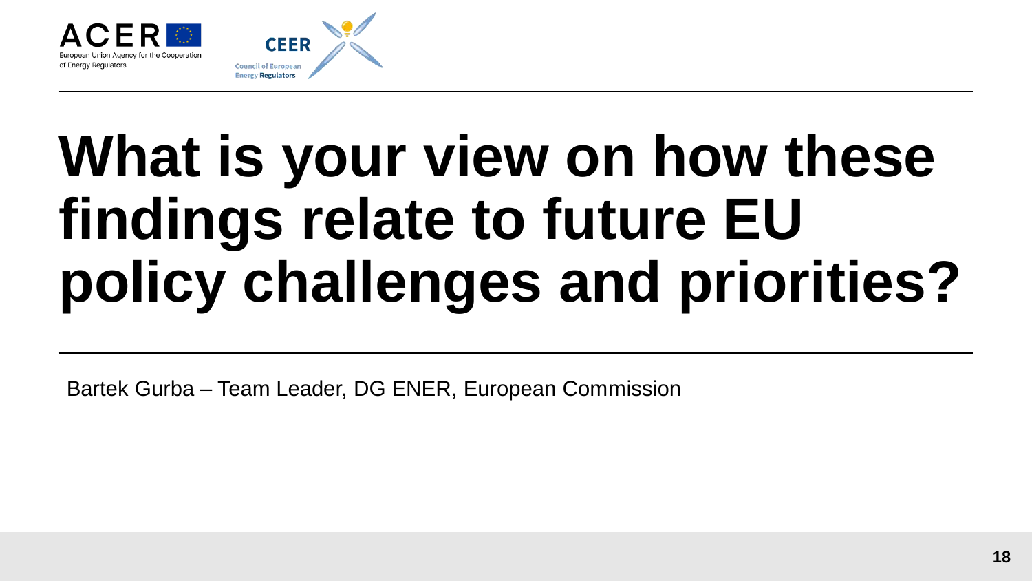# What is your view on how these findings relate to future EU policy challenges and priorities?

Bartek Gurba – Team Leader, DG ENER, European Commission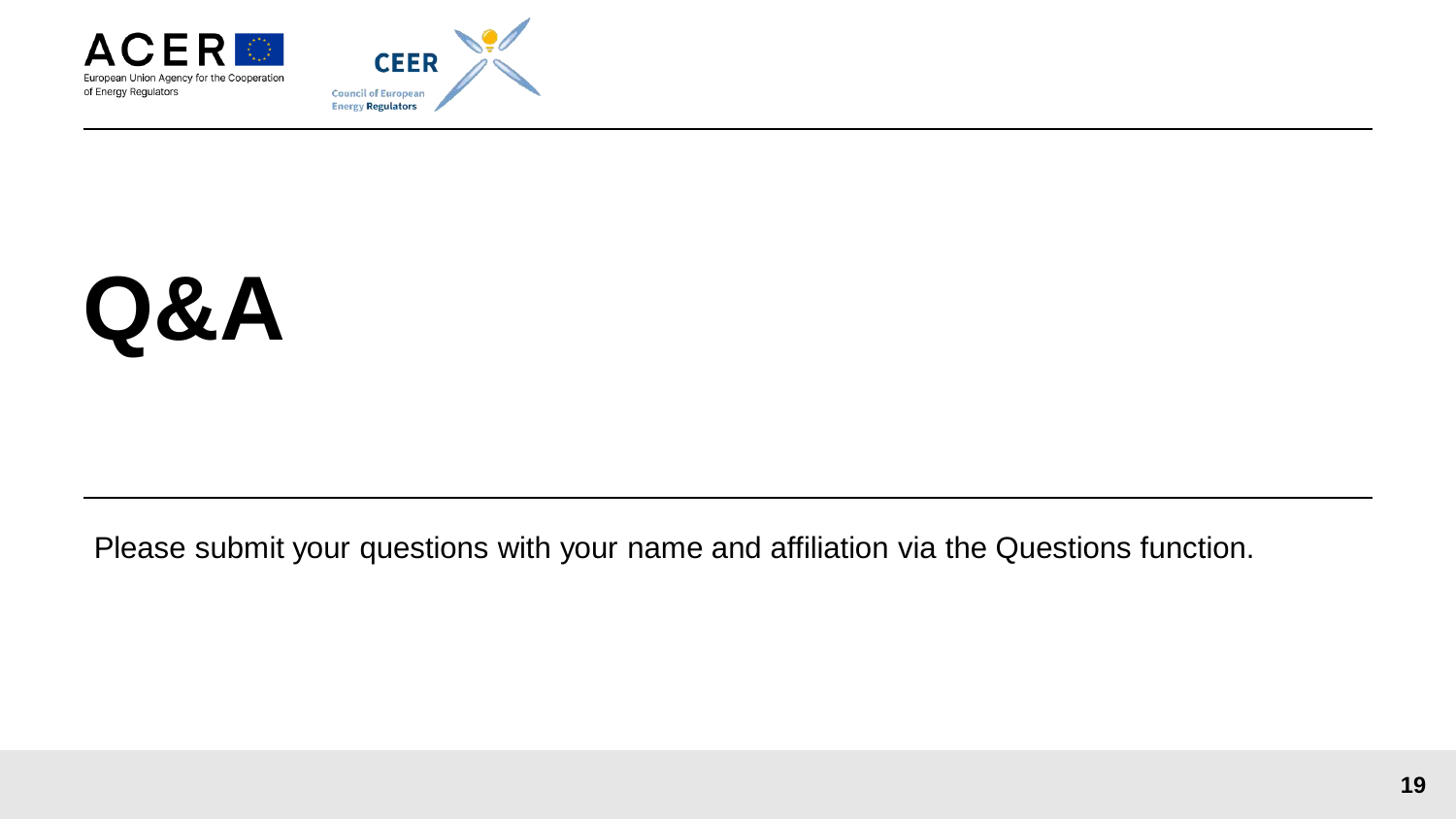# Q&A

Please submit your questions with your name and affiliation via the Questions function.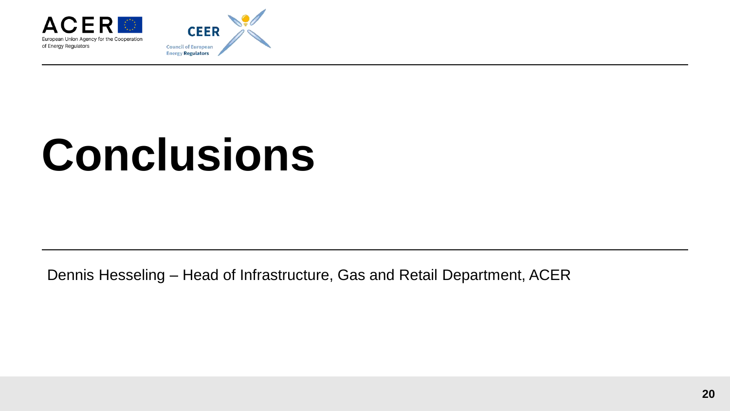# Conclusions

Dennis Hesseling – Head of Infrastructure, Gas and Retail Department, ACER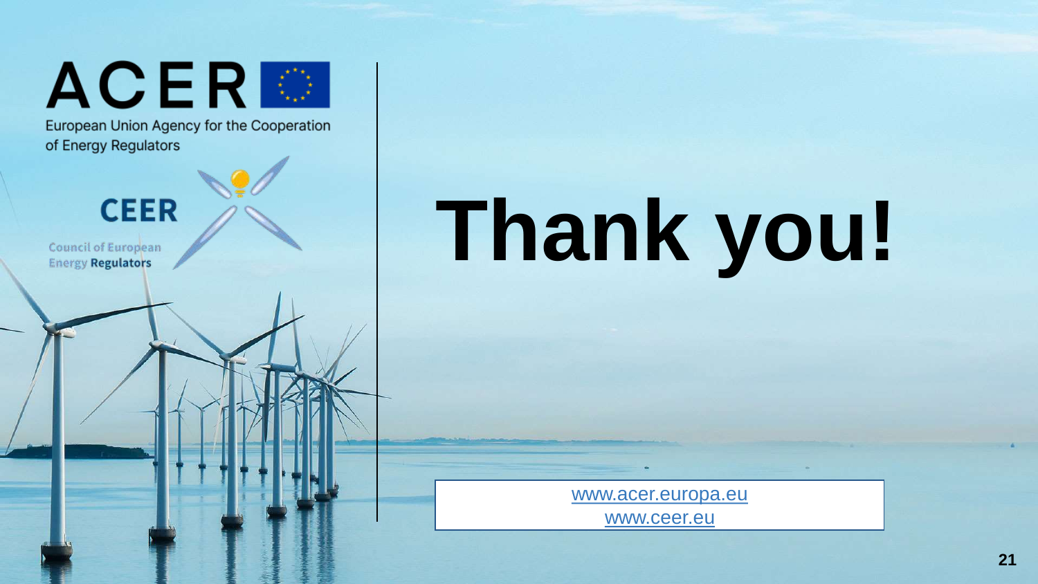ACER

European Union Agency for the Cooperation of Energy Regulators

CEER

Council of European Energy Regulators

# Thank you!

www.acer.europa.eu

www.ceer.eu